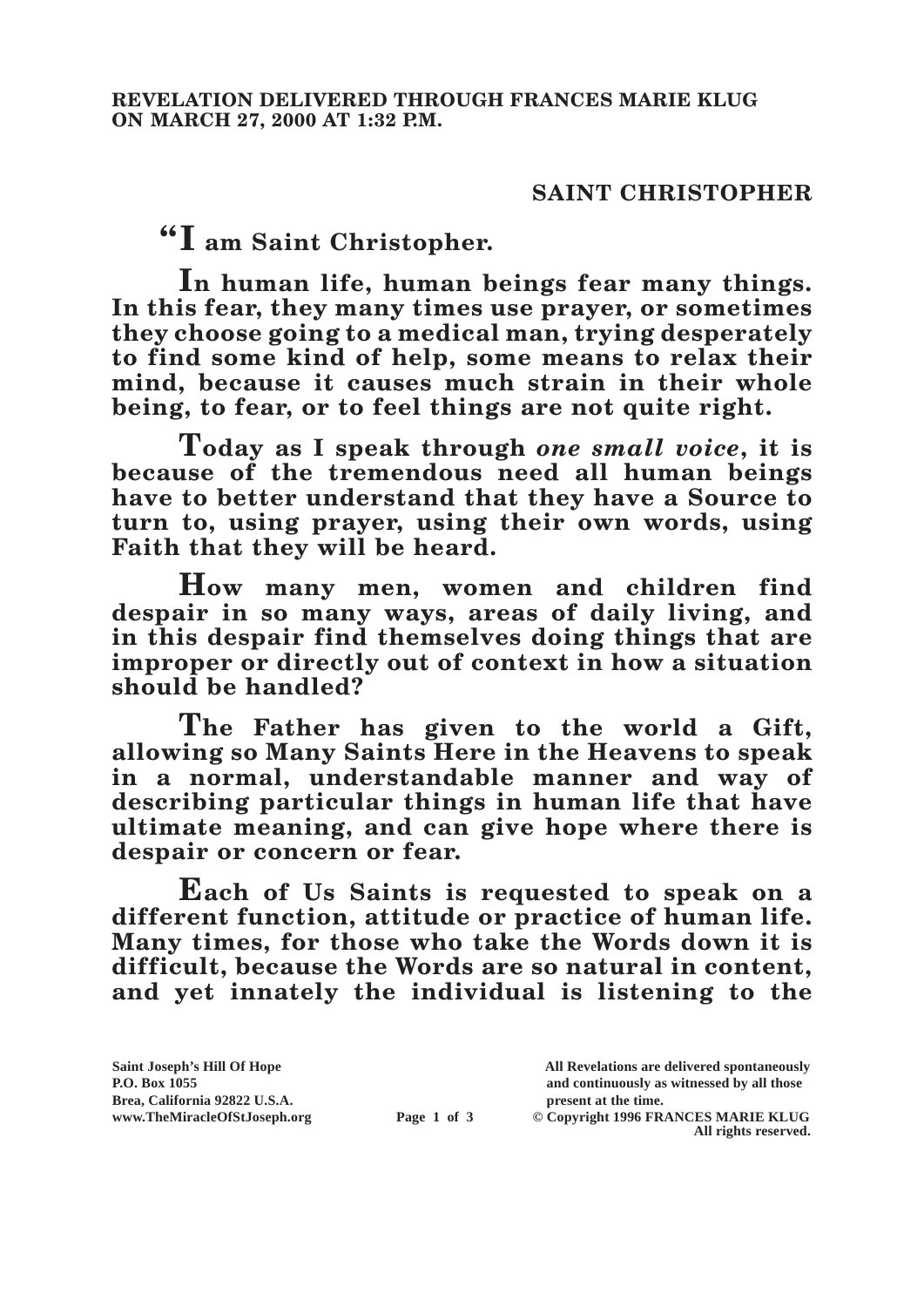**REVELATION DELIVERED THROUGH FRANCES MARIE KLUG ON MARCH 27, 2000 AT 1:32 P.M.**

## SAINT CHRISTOPHER

**"I am Saint Christopher.**

**In human life, human beings fear many things. In this fear, they many times use prayer, or sometimes they choose going to a medical man, trying desperately to find some kind of help, some means to relax their mind, because it causes much strain in their whole being, to fear, or to feel things are not quite right.**

**Today as I speak through *one small voice*, it is because of the tremendous need all human beings have to better understand that they have a Source to turn to, using prayer, using their own words, using Faith that they will be heard.**

**How many men, women and children find despair in so many ways, areas of daily living, and in this despair find themselves doing things that are improper or directly out of context in how a situation should be handled?**

**The Father has given to the world a Gift, allowing so Many Saints Here in the Heavens to speak in a normal, understandable manner and way of describing particular things in human life that have ultimate meaning, and can give hope where there is despair or concern or fear.**

**Each of Us Saints is requested to speak on a different function, attitude or practice of human life. Many times, for those who take the Words down it is difficult, because the Words are so natural in content, and yet innately the individual is listening to the**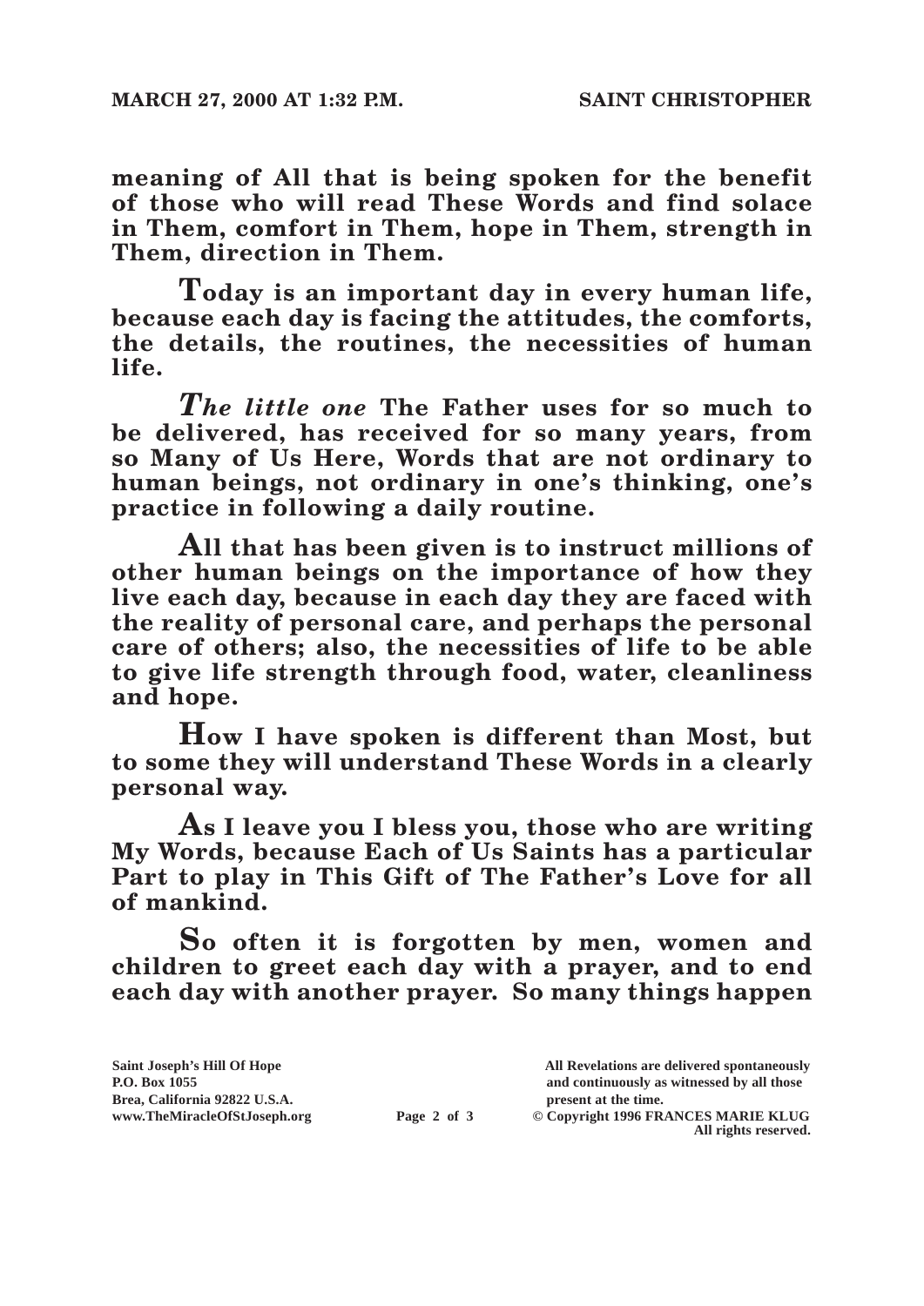**meaning of All that is being spoken for the benefit of those who will read These Words and find solace in Them, comfort in Them, hope in Them, strength in Them, direction in Them.**

**Today is an important day in every human life, because each day is facing the attitudes, the comforts, the details, the routines, the necessities of human life.**

***The little one* The Father uses for so much to be delivered, has received for so many years, from so Many of Us Here, Words that are not ordinary to human beings, not ordinary in one's thinking, one's practice in following a daily routine.**

**All that has been given is to instruct millions of other human beings on the importance of how they live each day, because in each day they are faced with the reality of personal care, and perhaps the personal care of others; also, the necessities of life to be able to give life strength through food, water, cleanliness and hope.**

**How I have spoken is different than Most, but to some they will understand These Words in a clearly personal way.**

**As I leave you I bless you, those who are writing My Words, because Each of Us Saints has a particular Part to play in This Gift of The Father's Love for all of mankind.**

**So often it is forgotten by men, women and children to greet each day with a prayer, and to end each day with another prayer. So many things happen**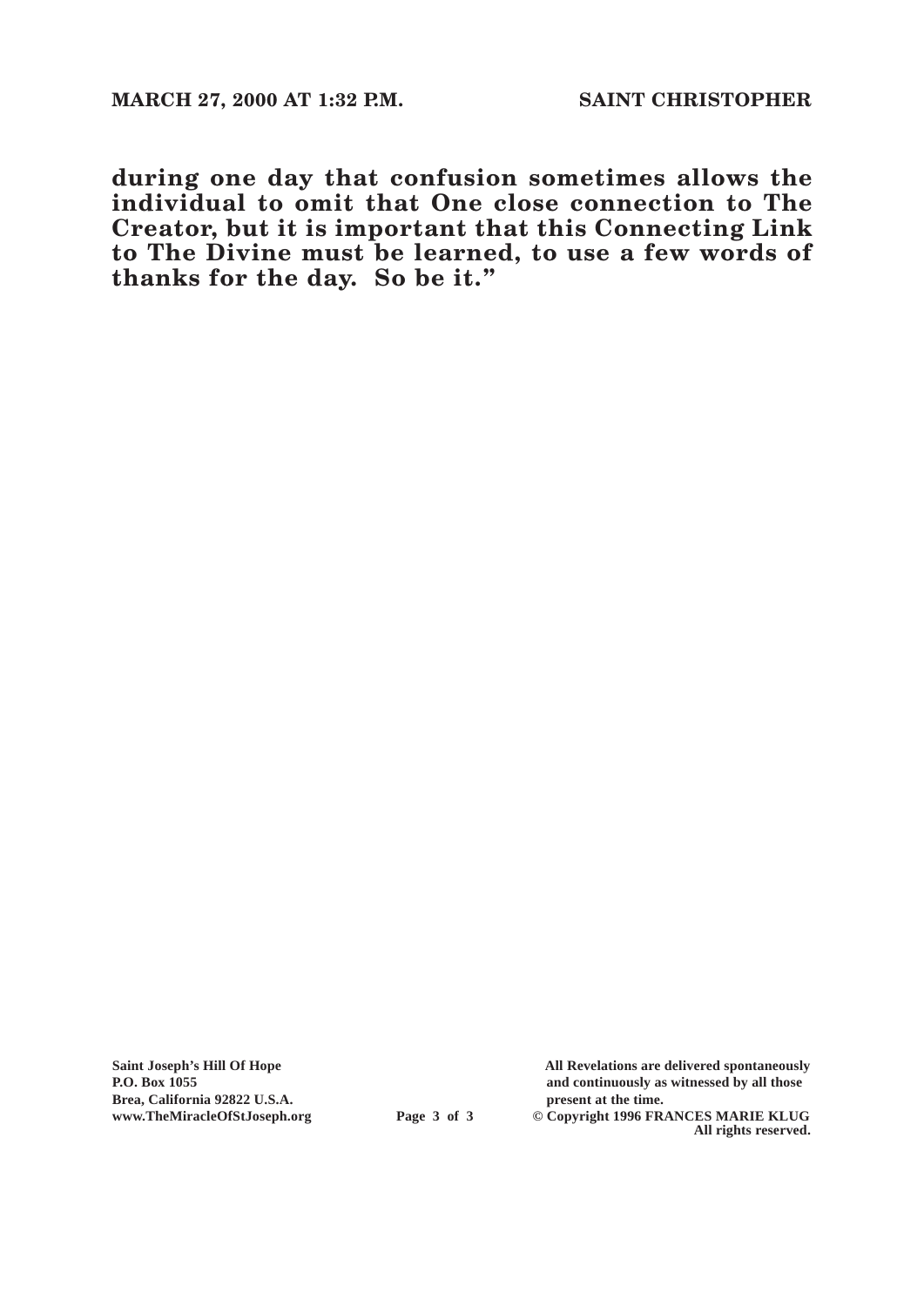**during one day that confusion sometimes allows the individual to omit that One close connection to The Creator, but it is important that this Connecting Link to The Divine must be learned, to use a few words of thanks for the day. So be it."**